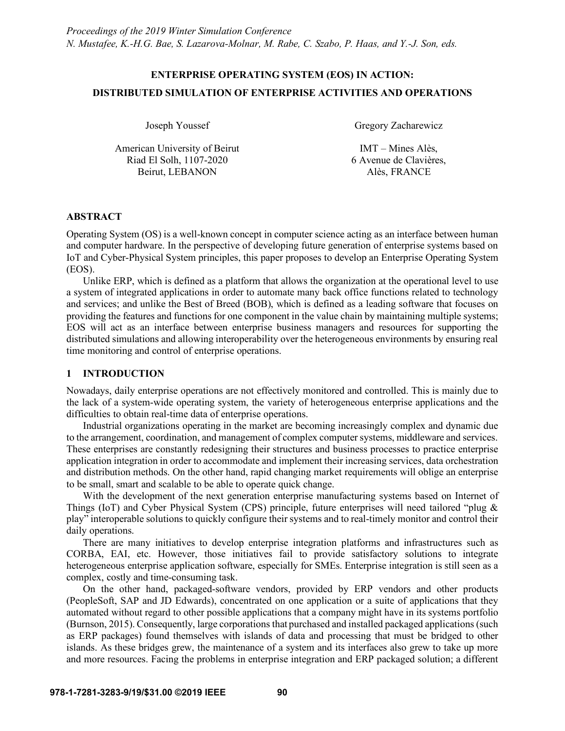*Proceedings of the 2019 Winter Simulation Conference*
*N. Mustafee, K.-H.G. Bae, S. Lazarova-Molnar, M. Rabe, C. Szabo, P. Haas, and Y.-J. Son, eds.*

# ENTERPRISE OPERATING SYSTEM (EOS) IN ACTION: DISTRIBUTED SIMULATION OF ENTERPRISE ACTIVITIES AND OPERATIONS

Joseph Youssef
American University of Beirut
Riad El Solh, 1107-2020
Beirut, LEBANON

Gregory Zacharewicz
IMT – Mines Alès,
6 Avenue de Clavières,
Alès, FRANCE

## ABSTRACT

Operating System (OS) is a well-known concept in computer science acting as an interface between human and computer hardware. In the perspective of developing future generation of enterprise systems based on IoT and Cyber-Physical System principles, this paper proposes to develop an Enterprise Operating System (EOS).

Unlike ERP, which is defined as a platform that allows the organization at the operational level to use a system of integrated applications in order to automate many back office functions related to technology and services; and unlike the Best of Breed (BOB), which is defined as a leading software that focuses on providing the features and functions for one component in the value chain by maintaining multiple systems; EOS will act as an interface between enterprise business managers and resources for supporting the distributed simulations and allowing interoperability over the heterogeneous environments by ensuring real time monitoring and control of enterprise operations.

## 1 INTRODUCTION

Nowadays, daily enterprise operations are not effectively monitored and controlled. This is mainly due to the lack of a system-wide operating system, the variety of heterogeneous enterprise applications and the difficulties to obtain real-time data of enterprise operations.

Industrial organizations operating in the market are becoming increasingly complex and dynamic due to the arrangement, coordination, and management of complex computer systems, middleware and services. These enterprises are constantly redesigning their structures and business processes to practice enterprise application integration in order to accommodate and implement their increasing services, data orchestration and distribution methods. On the other hand, rapid changing market requirements will oblige an enterprise to be small, smart and scalable to be able to operate quick change.

With the development of the next generation enterprise manufacturing systems based on Internet of Things (IoT) and Cyber Physical System (CPS) principle, future enterprises will need tailored "plug & play" interoperable solutions to quickly configure their systems and to real-timely monitor and control their daily operations.

There are many initiatives to develop enterprise integration platforms and infrastructures such as CORBA, EAI, etc. However, those initiatives fail to provide satisfactory solutions to integrate heterogeneous enterprise application software, especially for SMEs. Enterprise integration is still seen as a complex, costly and time-consuming task.

On the other hand, packaged-software vendors, provided by ERP vendors and other products (PeopleSoft, SAP and JD Edwards), concentrated on one application or a suite of applications that they automated without regard to other possible applications that a company might have in its systems portfolio (Burnson, 2015). Consequently, large corporations that purchased and installed packaged applications (such as ERP packages) found themselves with islands of data and processing that must be bridged to other islands. As these bridges grew, the maintenance of a system and its interfaces also grew to take up more and more resources. Facing the problems in enterprise integration and ERP packaged solution; a different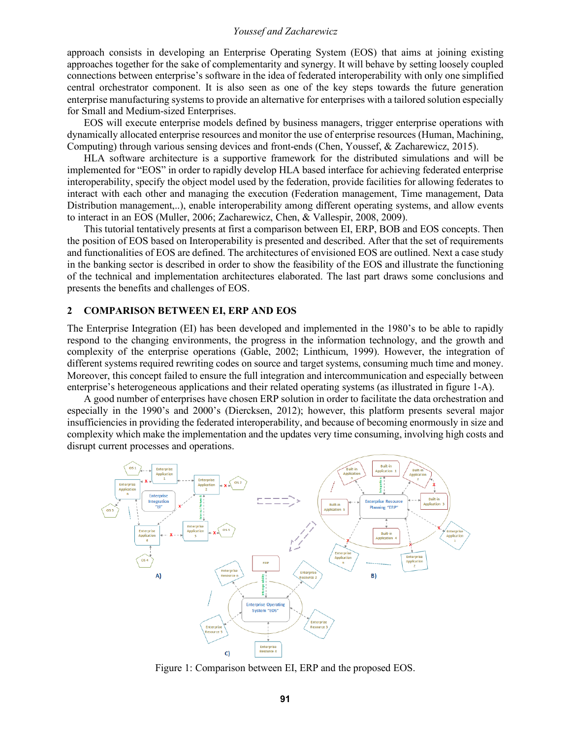approach consists in developing an Enterprise Operating System (EOS) that aims at joining existing approaches together for the sake of complementarity and synergy. It will behave by setting loosely coupled connections between enterprise's software in the idea of federated interoperability with only one simplified central orchestrator component. It is also seen as one of the key steps towards the future generation enterprise manufacturing systems to provide an alternative for enterprises with a tailored solution especially for Small and Medium-sized Enterprises.

EOS will execute enterprise models defined by business managers, trigger enterprise operations with dynamically allocated enterprise resources and monitor the use of enterprise resources (Human, Machining, Computing) through various sensing devices and front-ends (Chen, Youssef, & Zacharewicz, 2015).

HLA software architecture is a supportive framework for the distributed simulations and will be implemented for "EOS" in order to rapidly develop HLA based interface for achieving federated enterprise interoperability, specify the object model used by the federation, provide facilities for allowing federates to interact with each other and managing the execution (Federation management, Time management, Data Distribution management,..), enable interoperability among different operating systems, and allow events to interact in an EOS (Muller, 2006; Zacharewicz, Chen, & Vallespir, 2008, 2009).

This tutorial tentatively presents at first a comparison between EI, ERP, BOB and EOS concepts. Then the position of EOS based on Interoperability is presented and described. After that the set of requirements and functionalities of EOS are defined. The architectures of envisioned EOS are outlined. Next a case study in the banking sector is described in order to show the feasibility of the EOS and illustrate the functioning of the technical and implementation architectures elaborated. The last part draws some conclusions and presents the benefits and challenges of EOS.

## 2 COMPARISON BETWEEN EI, ERP AND EOS

The Enterprise Integration (EI) has been developed and implemented in the 1980's to be able to rapidly respond to the changing environments, the progress in the information technology, and the growth and complexity of the enterprise operations (Gable, 2002; Linthicum, 1999). However, the integration of different systems required rewriting codes on source and target systems, consuming much time and money. Moreover, this concept failed to ensure the full integration and intercommunication and especially between enterprise's heterogeneous applications and their related operating systems (as illustrated in figure 1-A).

A good number of enterprises have chosen ERP solution in order to facilitate the data orchestration and especially in the 1990's and 2000's (Dierckseen, 2012); however, this platform presents several major insufficiencies in providing the federated interoperability, and because of becoming enormously in size and complexity which make the implementation and the updates very time consuming, involving high costs and disrupt current processes and operations.

Figure 1: Comparison between EI, ERP and the proposed EOS.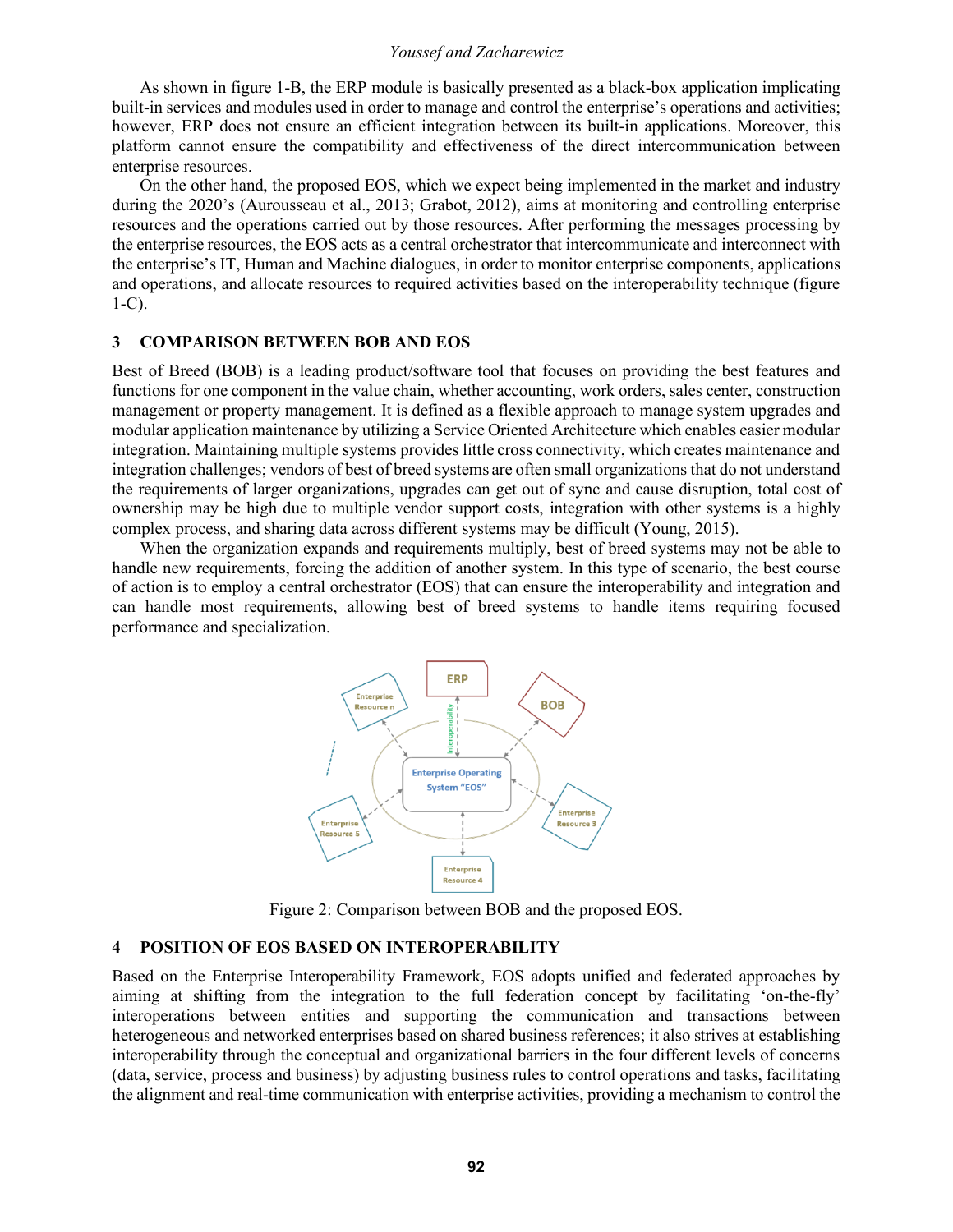As shown in figure 1-B, the ERP module is basically presented as a black-box application implicating built-in services and modules used in order to manage and control the enterprise's operations and activities; however, ERP does not ensure an efficient integration between its built-in applications. Moreover, this platform cannot ensure the compatibility and effectiveness of the direct intercommunication between enterprise resources.

On the other hand, the proposed EOS, which we expect being implemented in the market and industry during the 2020's (Aurousseau et al., 2013; Grabot, 2012), aims at monitoring and controlling enterprise resources and the operations carried out by those resources. After performing the messages processing by the enterprise resources, the EOS acts as a central orchestrator that intercommunicate and interconnect with the enterprise's IT, Human and Machine dialogues, in order to monitor enterprise components, applications and operations, and allocate resources to required activities based on the interoperability technique (figure 1-C).

## 3 COMPARISON BETWEEN BOB AND EOS

Best of Breed (BOB) is a leading product/software tool that focuses on providing the best features and functions for one component in the value chain, whether accounting, work orders, sales center, construction management or property management. It is defined as a flexible approach to manage system upgrades and modular application maintenance by utilizing a Service Oriented Architecture which enables easier modular integration. Maintaining multiple systems provides little cross connectivity, which creates maintenance and integration challenges; vendors of best of breed systems are often small organizations that do not understand the requirements of larger organizations, upgrades can get out of sync and cause disruption, total cost of ownership may be high due to multiple vendor support costs, integration with other systems is a highly complex process, and sharing data across different systems may be difficult (Young, 2015).

When the organization expands and requirements multiply, best of breed systems may not be able to handle new requirements, forcing the addition of another system. In this type of scenario, the best course of action is to employ a central orchestrator (EOS) that can ensure the interoperability and integration and can handle most requirements, allowing best of breed systems to handle items requiring focused performance and specialization.

Figure 2: Comparison between BOB and the proposed EOS.

## 4 POSITION OF EOS BASED ON INTEROPERABILITY

Based on the Enterprise Interoperability Framework, EOS adopts unified and federated approaches by aiming at shifting from the integration to the full federation concept by facilitating 'on-the-fly' interoperations between entities and supporting the communication and transactions between heterogeneous and networked enterprises based on shared business references; it also strives at establishing interoperability through the conceptual and organizational barriers in the four different levels of concerns (data, service, process and business) by adjusting business rules to control operations and tasks, facilitating the alignment and real-time communication with enterprise activities, providing a mechanism to control the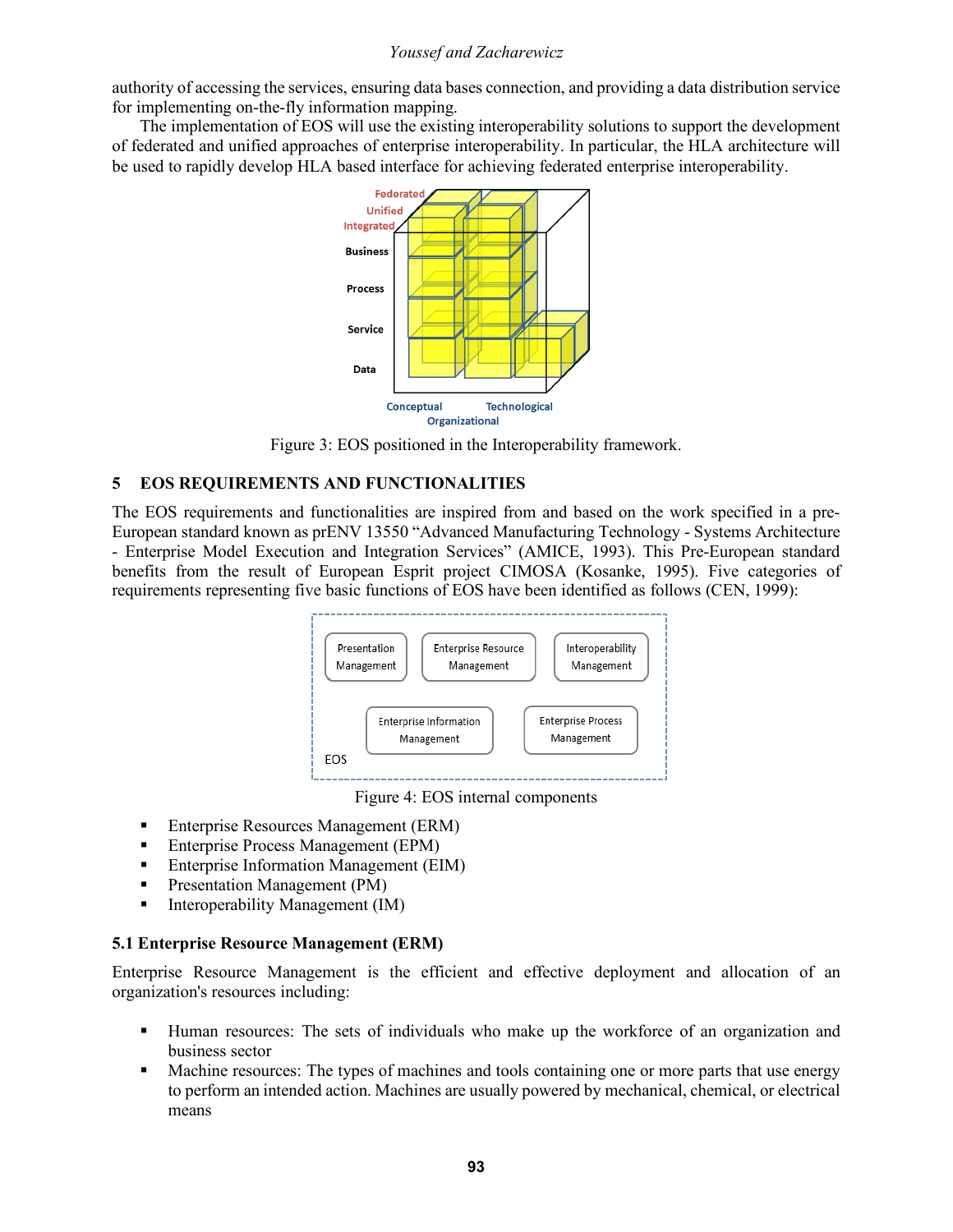authority of accessing the services, ensuring data bases connection, and providing a data distribution service for implementing on-the-fly information mapping.

The implementation of EOS will use the existing interoperability solutions to support the development of federated and unified approaches of enterprise interoperability. In particular, the HLA architecture will be used to rapidly develop HLA based interface for achieving federated enterprise interoperability.

Figure 3: EOS positioned in the Interoperability framework.

## 5 EOS REQUIREMENTS AND FUNCTIONALITIES

The EOS requirements and functionalities are inspired from and based on the work specified in a pre-European standard known as prENV 13550 "Advanced Manufacturing Technology - Systems Architecture - Enterprise Model Execution and Integration Services" (AMICE, 1993). This Pre-European standard benefits from the result of European Esprit project CIMOSA (Kosanke, 1995). Five categories of requirements representing five basic functions of EOS have been identified as follows (CEN, 1999):

Figure 4: EOS internal components

- Enterprise Resources Management (ERM)
- Enterprise Process Management (EPM)
- Enterprise Information Management (EIM)
- Presentation Management (PM)
- Interoperability Management (IM)

### 5.1 Enterprise Resource Management (ERM)

Enterprise Resource Management is the efficient and effective deployment and allocation of an organization's resources including:

- Human resources: The sets of individuals who make up the workforce of an organization and business sector
- Machine resources: The types of machines and tools containing one or more parts that use energy to perform an intended action. Machines are usually powered by mechanical, chemical, or electrical means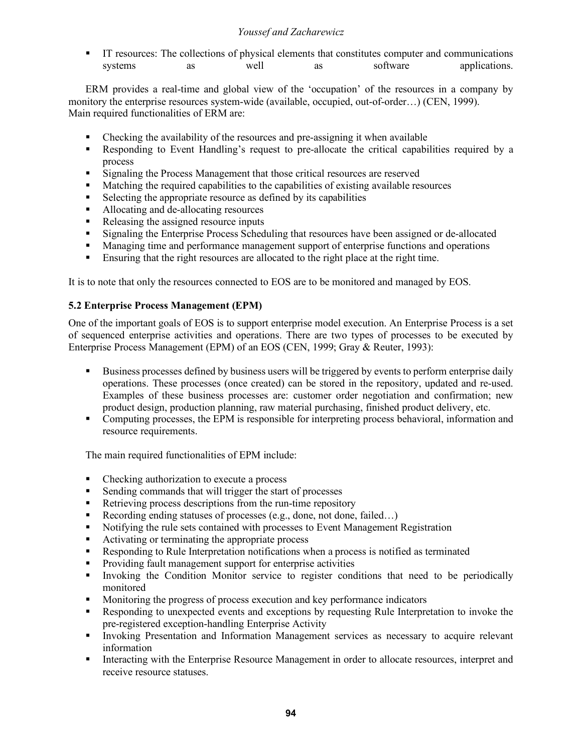- IT resources: The collections of physical elements that constitutes computer and communications systems as well as software applications.

ERM provides a real-time and global view of the 'occupation' of the resources in a company by monitory the enterprise resources system-wide (available, occupied, out-of-order…) (CEN, 1999). Main required functionalities of ERM are:

- Checking the availability of the resources and pre-assigning it when available
- Responding to Event Handling's request to pre-allocate the critical capabilities required by a process
- Signaling the Process Management that those critical resources are reserved
- Matching the required capabilities to the capabilities of existing available resources
- Selecting the appropriate resource as defined by its capabilities
- Allocating and de-allocating resources
- Releasing the assigned resource inputs
- Signaling the Enterprise Process Scheduling that resources have been assigned or de-allocated
- Managing time and performance management support of enterprise functions and operations
- Ensuring that the right resources are allocated to the right place at the right time.

It is to note that only the resources connected to EOS are to be monitored and managed by EOS.

### 5.2 Enterprise Process Management (EPM)

One of the important goals of EOS is to support enterprise model execution. An Enterprise Process is a set of sequenced enterprise activities and operations. There are two types of processes to be executed by Enterprise Process Management (EPM) of an EOS (CEN, 1999; Gray & Reuter, 1993):

- Business processes defined by business users will be triggered by events to perform enterprise daily operations. These processes (once created) can be stored in the repository, updated and re-used. Examples of these business processes are: customer order negotiation and confirmation; new product design, production planning, raw material purchasing, finished product delivery, etc.
- Computing processes, the EPM is responsible for interpreting process behavioral, information and resource requirements.

The main required functionalities of EPM include:

- Checking authorization to execute a process
- Sending commands that will trigger the start of processes
- Retrieving process descriptions from the run-time repository
- Recording ending statuses of processes (e.g., done, not done, failed…)
- Notifying the rule sets contained with processes to Event Management Registration
- Activating or terminating the appropriate process
- Responding to Rule Interpretation notifications when a process is notified as terminated
- Providing fault management support for enterprise activities
- Invoking the Condition Monitor service to register conditions that need to be periodically monitored
- Monitoring the progress of process execution and key performance indicators
- Responding to unexpected events and exceptions by requesting Rule Interpretation to invoke the pre-registered exception-handling Enterprise Activity
- Invoking Presentation and Information Management services as necessary to acquire relevant information
- Interacting with the Enterprise Resource Management in order to allocate resources, interpret and receive resource statuses.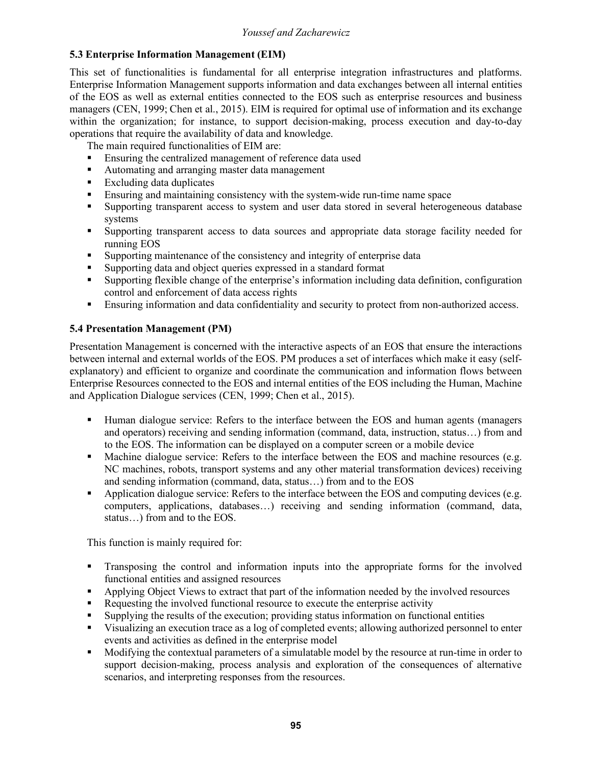### 5.3 Enterprise Information Management (EIM)

This set of functionalities is fundamental for all enterprise integration infrastructures and platforms. Enterprise Information Management supports information and data exchanges between all internal entities of the EOS as well as external entities connected to the EOS such as enterprise resources and business managers (CEN, 1999; Chen et al., 2015). EIM is required for optimal use of information and its exchange within the organization; for instance, to support decision-making, process execution and day-to-day operations that require the availability of data and knowledge.

The main required functionalities of EIM are:

- Ensuring the centralized management of reference data used
- Automating and arranging master data management
- Excluding data duplicates
- Ensuring and maintaining consistency with the system-wide run-time name space
- Supporting transparent access to system and user data stored in several heterogeneous database systems
- Supporting transparent access to data sources and appropriate data storage facility needed for running EOS
- Supporting maintenance of the consistency and integrity of enterprise data
- Supporting data and object queries expressed in a standard format
- Supporting flexible change of the enterprise's information including data definition, configuration control and enforcement of data access rights
- Ensuring information and data confidentiality and security to protect from non-authorized access.

### 5.4 Presentation Management (PM)

Presentation Management is concerned with the interactive aspects of an EOS that ensure the interactions between internal and external worlds of the EOS. PM produces a set of interfaces which make it easy (self-explanatory) and efficient to organize and coordinate the communication and information flows between Enterprise Resources connected to the EOS and internal entities of the EOS including the Human, Machine and Application Dialogue services (CEN, 1999; Chen et al., 2015).

- Human dialogue service: Refers to the interface between the EOS and human agents (managers and operators) receiving and sending information (command, data, instruction, status…) from and to the EOS. The information can be displayed on a computer screen or a mobile device
- Machine dialogue service: Refers to the interface between the EOS and machine resources (e.g. NC machines, robots, transport systems and any other material transformation devices) receiving and sending information (command, data, status…) from and to the EOS
- Application dialogue service: Refers to the interface between the EOS and computing devices (e.g. computers, applications, databases…) receiving and sending information (command, data, status…) from and to the EOS.

This function is mainly required for:

- Transposing the control and information inputs into the appropriate forms for the involved functional entities and assigned resources
- Applying Object Views to extract that part of the information needed by the involved resources
- Requesting the involved functional resource to execute the enterprise activity
- Supplying the results of the execution; providing status information on functional entities
- Visualizing an execution trace as a log of completed events; allowing authorized personnel to enter events and activities as defined in the enterprise model
- Modifying the contextual parameters of a simulatable model by the resource at run-time in order to support decision-making, process analysis and exploration of the consequences of alternative scenarios, and interpreting responses from the resources.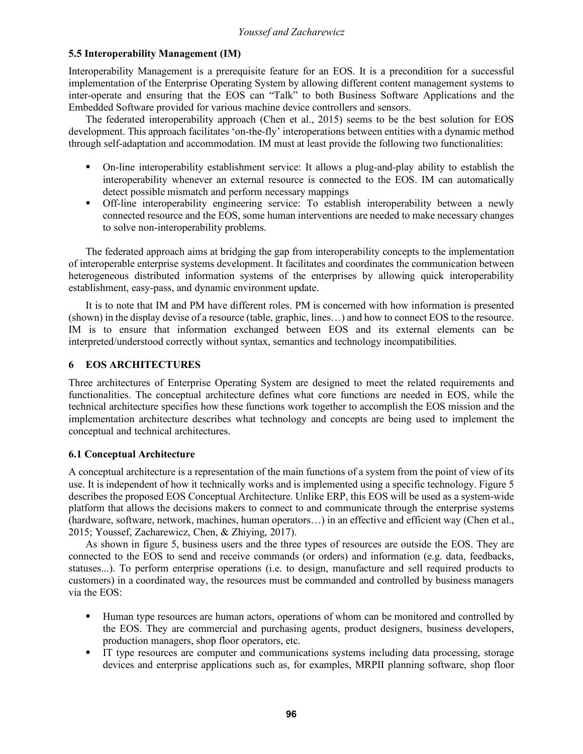### 5.5 Interoperability Management (IM)

Interoperability Management is a prerequisite feature for an EOS. It is a precondition for a successful implementation of the Enterprise Operating System by allowing different content management systems to inter-operate and ensuring that the EOS can "Talk" to both Business Software Applications and the Embedded Software provided for various machine device controllers and sensors.

The federated interoperability approach (Chen et al., 2015) seems to be the best solution for EOS development. This approach facilitates 'on-the-fly' interoperations between entities with a dynamic method through self-adaptation and accommodation. IM must at least provide the following two functionalities:

- On-line interoperability establishment service: It allows a plug-and-play ability to establish the interoperability whenever an external resource is connected to the EOS. IM can automatically detect possible mismatch and perform necessary mappings
- Off-line interoperability engineering service: To establish interoperability between a newly connected resource and the EOS, some human interventions are needed to make necessary changes to solve non-interoperability problems.

The federated approach aims at bridging the gap from interoperability concepts to the implementation of interoperable enterprise systems development. It facilitates and coordinates the communication between heterogeneous distributed information systems of the enterprises by allowing quick interoperability establishment, easy-pass, and dynamic environment update.

It is to note that IM and PM have different roles. PM is concerned with how information is presented (shown) in the display devise of a resource (table, graphic, lines…) and how to connect EOS to the resource. IM is to ensure that information exchanged between EOS and its external elements can be interpreted/understood correctly without syntax, semantics and technology incompatibilities.

## 6 EOS ARCHITECTURES

Three architectures of Enterprise Operating System are designed to meet the related requirements and functionalities. The conceptual architecture defines what core functions are needed in EOS, while the technical architecture specifies how these functions work together to accomplish the EOS mission and the implementation architecture describes what technology and concepts are being used to implement the conceptual and technical architectures.

### 6.1 Conceptual Architecture

A conceptual architecture is a representation of the main functions of a system from the point of view of its use. It is independent of how it technically works and is implemented using a specific technology. Figure 5 describes the proposed EOS Conceptual Architecture. Unlike ERP, this EOS will be used as a system-wide platform that allows the decisions makers to connect to and communicate through the enterprise systems (hardware, software, network, machines, human operators…) in an effective and efficient way (Chen et al., 2015; Youssef, Zacharewicz, Chen, & Zhiying, 2017).

As shown in figure 5, business users and the three types of resources are outside the EOS. They are connected to the EOS to send and receive commands (or orders) and information (e.g. data, feedbacks, statuses...). To perform enterprise operations (i.e. to design, manufacture and sell required products to customers) in a coordinated way, the resources must be commanded and controlled by business managers via the EOS:

- Human type resources are human actors, operations of whom can be monitored and controlled by the EOS. They are commercial and purchasing agents, product designers, business developers, production managers, shop floor operators, etc.
- IT type resources are computer and communications systems including data processing, storage devices and enterprise applications such as, for examples, MRPII planning software, shop floor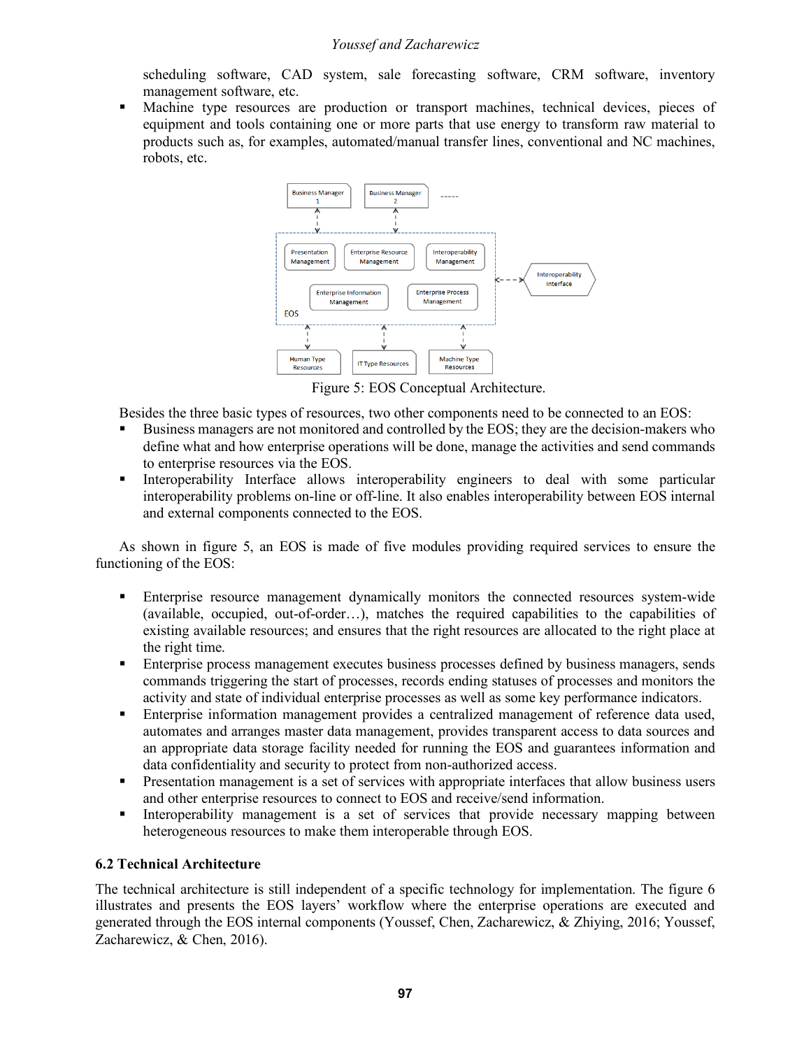scheduling software, CAD system, sale forecasting software, CRM software, inventory management software, etc.

- Machine type resources are production or transport machines, technical devices, pieces of equipment and tools containing one or more parts that use energy to transform raw material to products such as, for examples, automated/manual transfer lines, conventional and NC machines, robots, etc.

Figure 5: EOS Conceptual Architecture.

Besides the three basic types of resources, two other components need to be connected to an EOS:

- Business managers are not monitored and controlled by the EOS; they are the decision-makers who define what and how enterprise operations will be done, manage the activities and send commands to enterprise resources via the EOS.
- Interoperability Interface allows interoperability engineers to deal with some particular interoperability problems on-line or off-line. It also enables interoperability between EOS internal and external components connected to the EOS.

As shown in figure 5, an EOS is made of five modules providing required services to ensure the functioning of the EOS:

- Enterprise resource management dynamically monitors the connected resources system-wide (available, occupied, out-of-order…), matches the required capabilities to the capabilities of existing available resources; and ensures that the right resources are allocated to the right place at the right time.
- Enterprise process management executes business processes defined by business managers, sends commands triggering the start of processes, records ending statuses of processes and monitors the activity and state of individual enterprise processes as well as some key performance indicators.
- Enterprise information management provides a centralized management of reference data used, automates and arranges master data management, provides transparent access to data sources and an appropriate data storage facility needed for running the EOS and guarantees information and data confidentiality and security to protect from non-authorized access.
- Presentation management is a set of services with appropriate interfaces that allow business users and other enterprise resources to connect to EOS and receive/send information.
- Interoperability management is a set of services that provide necessary mapping between heterogeneous resources to make them interoperable through EOS.

### 6.2 Technical Architecture

The technical architecture is still independent of a specific technology for implementation. The figure 6 illustrates and presents the EOS layers' workflow where the enterprise operations are executed and generated through the EOS internal components (Youssef, Chen, Zacharewicz, & Zhiying, 2016; Youssef, Zacharewicz, & Chen, 2016).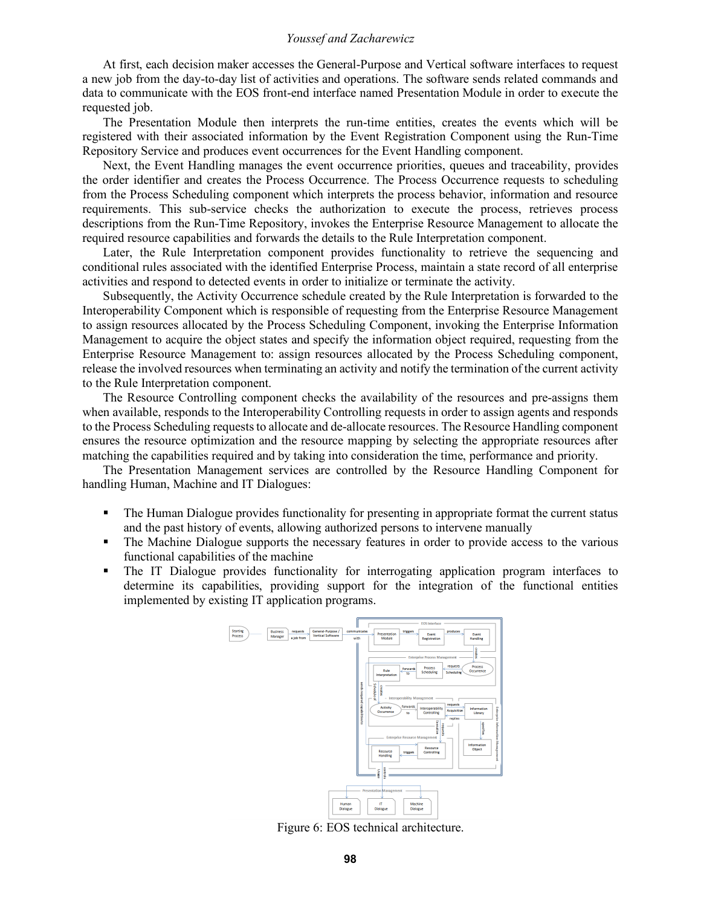At first, each decision maker accesses the General-Purpose and Vertical software interfaces to request a new job from the day-to-day list of activities and operations. The software sends related commands and data to communicate with the EOS front-end interface named Presentation Module in order to execute the requested job.

The Presentation Module then interprets the run-time entities, creates the events which will be registered with their associated information by the Event Registration Component using the Run-Time Repository Service and produces event occurrences for the Event Handling component.

Next, the Event Handling manages the event occurrence priorities, queues and traceability, provides the order identifier and creates the Process Occurrence. The Process Occurrence requests to scheduling from the Process Scheduling component which interprets the process behavior, information and resource requirements. This sub-service checks the authorization to execute the process, retrieves process descriptions from the Run-Time Repository, invokes the Enterprise Resource Management to allocate the required resource capabilities and forwards the details to the Rule Interpretation component.

Later, the Rule Interpretation component provides functionality to retrieve the sequencing and conditional rules associated with the identified Enterprise Process, maintain a state record of all enterprise activities and respond to detected events in order to initialize or terminate the activity.

Subsequently, the Activity Occurrence schedule created by the Rule Interpretation is forwarded to the Interoperability Component which is responsible of requesting from the Enterprise Resource Management to assign resources allocated by the Process Scheduling Component, invoking the Enterprise Information Management to acquire the object states and specify the information object required, requesting from the Enterprise Resource Management to: assign resources allocated by the Process Scheduling component, release the involved resources when terminating an activity and notify the termination of the current activity to the Rule Interpretation component.

The Resource Controlling component checks the availability of the resources and pre-assigns them when available, responds to the Interoperability Controlling requests in order to assign agents and responds to the Process Scheduling requests to allocate and de-allocate resources. The Resource Handling component ensures the resource optimization and the resource mapping by selecting the appropriate resources after matching the capabilities required and by taking into consideration the time, performance and priority.

The Presentation Management services are controlled by the Resource Handling Component for handling Human, Machine and IT Dialogues:

- The Human Dialogue provides functionality for presenting in appropriate format the current status and the past history of events, allowing authorized persons to intervene manually
- The Machine Dialogue supports the necessary features in order to provide access to the various functional capabilities of the machine
- The IT Dialogue provides functionality for interrogating application program interfaces to determine its capabilities, providing support for the integration of the functional entities implemented by existing IT application programs.

Figure 6: EOS technical architecture.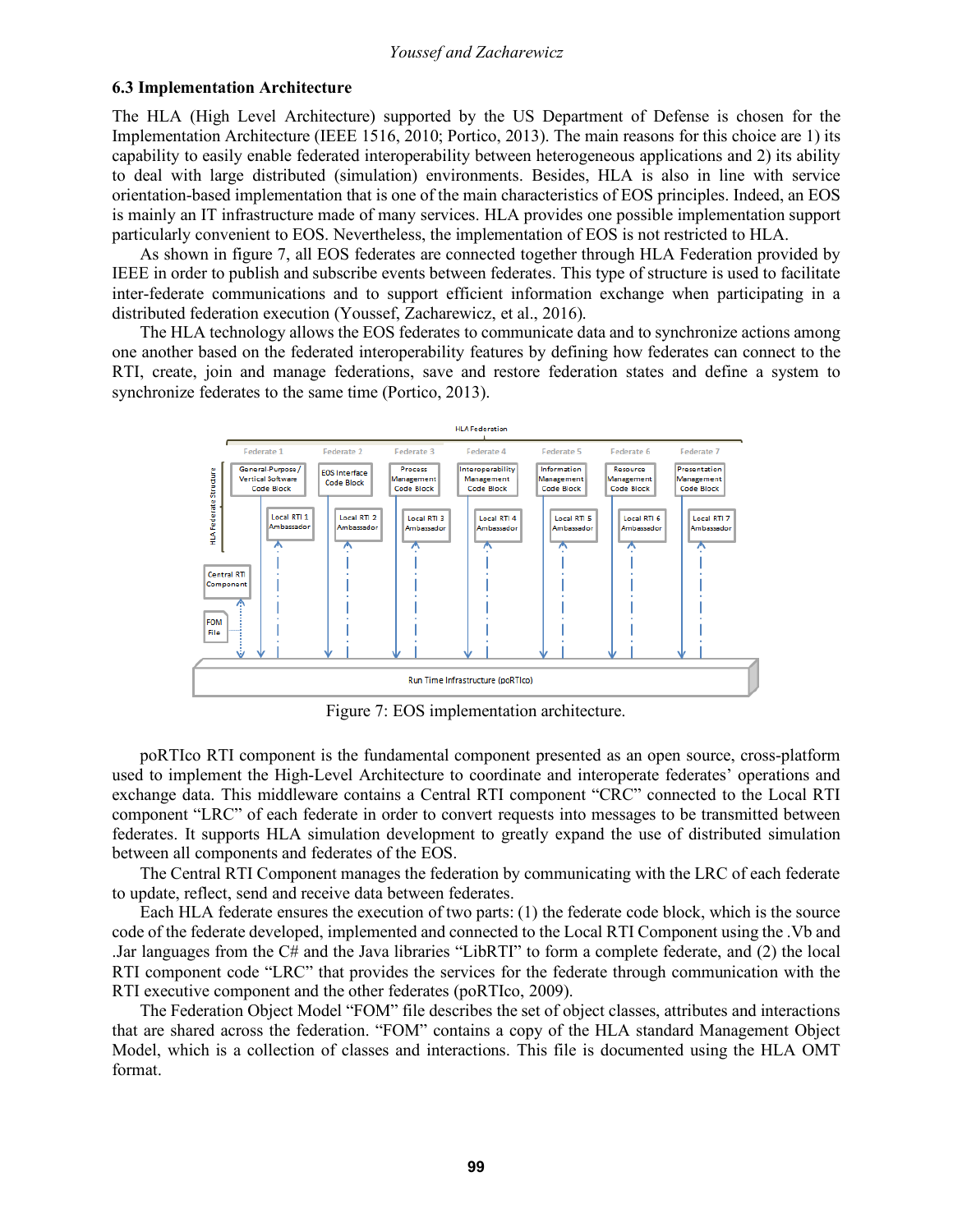### 6.3 Implementation Architecture

The HLA (High Level Architecture) supported by the US Department of Defense is chosen for the Implementation Architecture (IEEE 1516, 2010; Portico, 2013). The main reasons for this choice are 1) its capability to easily enable federated interoperability between heterogeneous applications and 2) its ability to deal with large distributed (simulation) environments. Besides, HLA is also in line with service orientation-based implementation that is one of the main characteristics of EOS principles. Indeed, an EOS is mainly an IT infrastructure made of many services. HLA provides one possible implementation support particularly convenient to EOS. Nevertheless, the implementation of EOS is not restricted to HLA.

As shown in figure 7, all EOS federates are connected together through HLA Federation provided by IEEE in order to publish and subscribe events between federates. This type of structure is used to facilitate inter-federate communications and to support efficient information exchange when participating in a distributed federation execution (Youssef, Zacharewicz, et al., 2016).

The HLA technology allows the EOS federates to communicate data and to synchronize actions among one another based on the federated interoperability features by defining how federates can connect to the RTI, create, join and manage federations, save and restore federation states and define a system to synchronize federates to the same time (Portico, 2013).

Figure 7: EOS implementation architecture.

poRTIco RTI component is the fundamental component presented as an open source, cross-platform used to implement the High-Level Architecture to coordinate and interoperate federates' operations and exchange data. This middleware contains a Central RTI component "CRC" connected to the Local RTI component "LRC" of each federate in order to convert requests into messages to be transmitted between federates. It supports HLA simulation development to greatly expand the use of distributed simulation between all components and federates of the EOS.

The Central RTI Component manages the federation by communicating with the LRC of each federate to update, reflect, send and receive data between federates.

Each HLA federate ensures the execution of two parts: (1) the federate code block, which is the source code of the federate developed, implemented and connected to the Local RTI Component using the .Vb and .Jar languages from the C# and the Java libraries "LibRTI" to form a complete federate, and (2) the local RTI component code "LRC" that provides the services for the federate through communication with the RTI executive component and the other federates (poRTIco, 2009).

The Federation Object Model "FOM" file describes the set of object classes, attributes and interactions that are shared across the federation. "FOM" contains a copy of the HLA standard Management Object Model, which is a collection of classes and interactions. This file is documented using the HLA OMT format.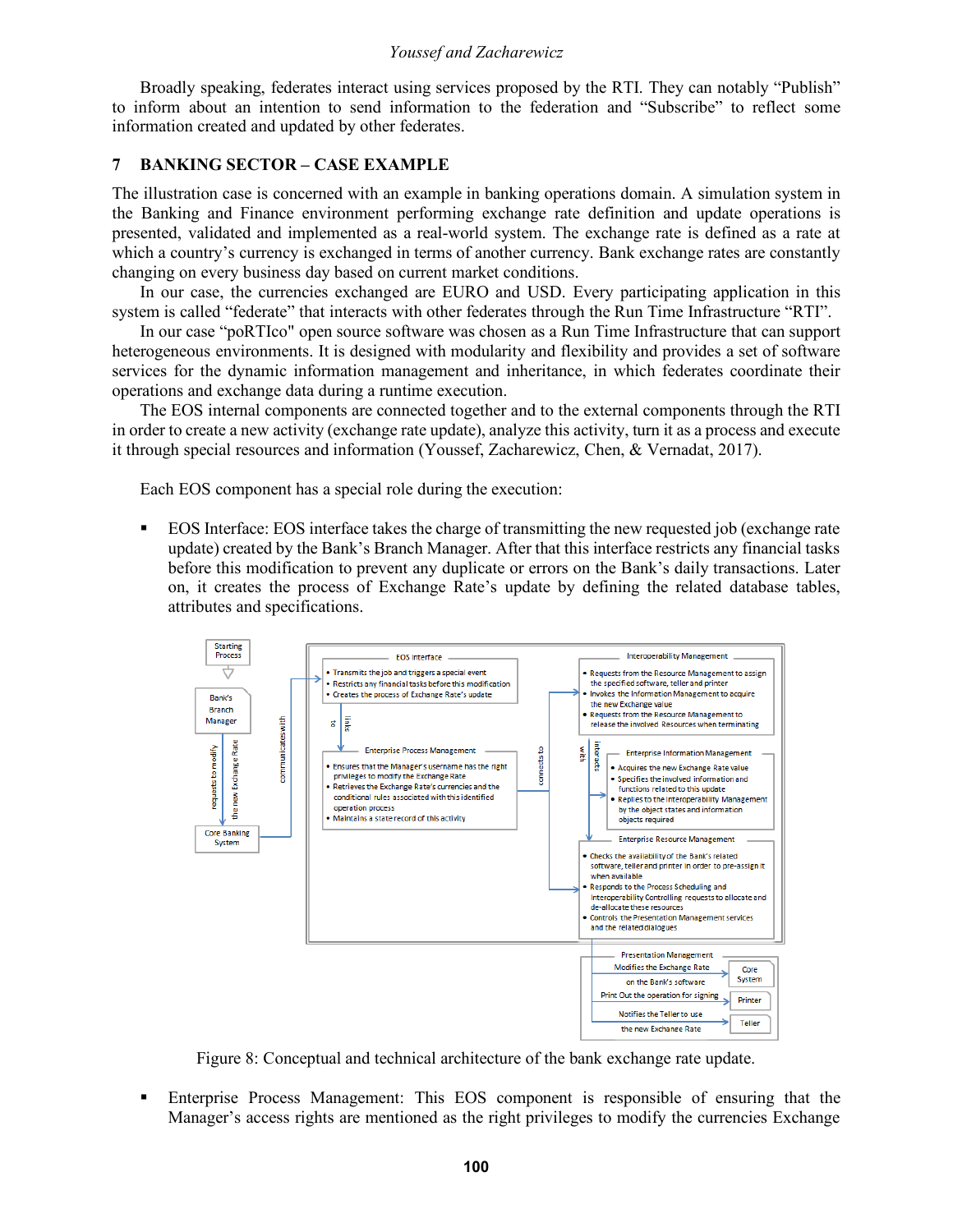Broadly speaking, federates interact using services proposed by the RTI. They can notably "Publish" to inform about an intention to send information to the federation and "Subscribe" to reflect some information created and updated by other federates.

## 7 BANKING SECTOR – CASE EXAMPLE

The illustration case is concerned with an example in banking operations domain. A simulation system in the Banking and Finance environment performing exchange rate definition and update operations is presented, validated and implemented as a real-world system. The exchange rate is defined as a rate at which a country's currency is exchanged in terms of another currency. Bank exchange rates are constantly changing on every business day based on current market conditions.

In our case, the currencies exchanged are EURO and USD. Every participating application in this system is called "federate" that interacts with other federates through the Run Time Infrastructure "RTI".

In our case "poRTIco" open source software was chosen as a Run Time Infrastructure that can support heterogeneous environments. It is designed with modularity and flexibility and provides a set of software services for the dynamic information management and inheritance, in which federates coordinate their operations and exchange data during a runtime execution.

The EOS internal components are connected together and to the external components through the RTI in order to create a new activity (exchange rate update), analyze this activity, turn it as a process and execute it through special resources and information (Youssef, Zacharewicz, Chen, & Vernadat, 2017).

Each EOS component has a special role during the execution:

- EOS Interface: EOS interface takes the charge of transmitting the new requested job (exchange rate update) created by the Bank's Branch Manager. After that this interface restricts any financial tasks before this modification to prevent any duplicate or errors on the Bank's daily transactions. Later on, it creates the process of Exchange Rate's update by defining the related database tables, attributes and specifications.

Figure 8: Conceptual and technical architecture of the bank exchange rate update.

- Enterprise Process Management: This EOS component is responsible of ensuring that the Manager's access rights are mentioned as the right privileges to modify the currencies Exchange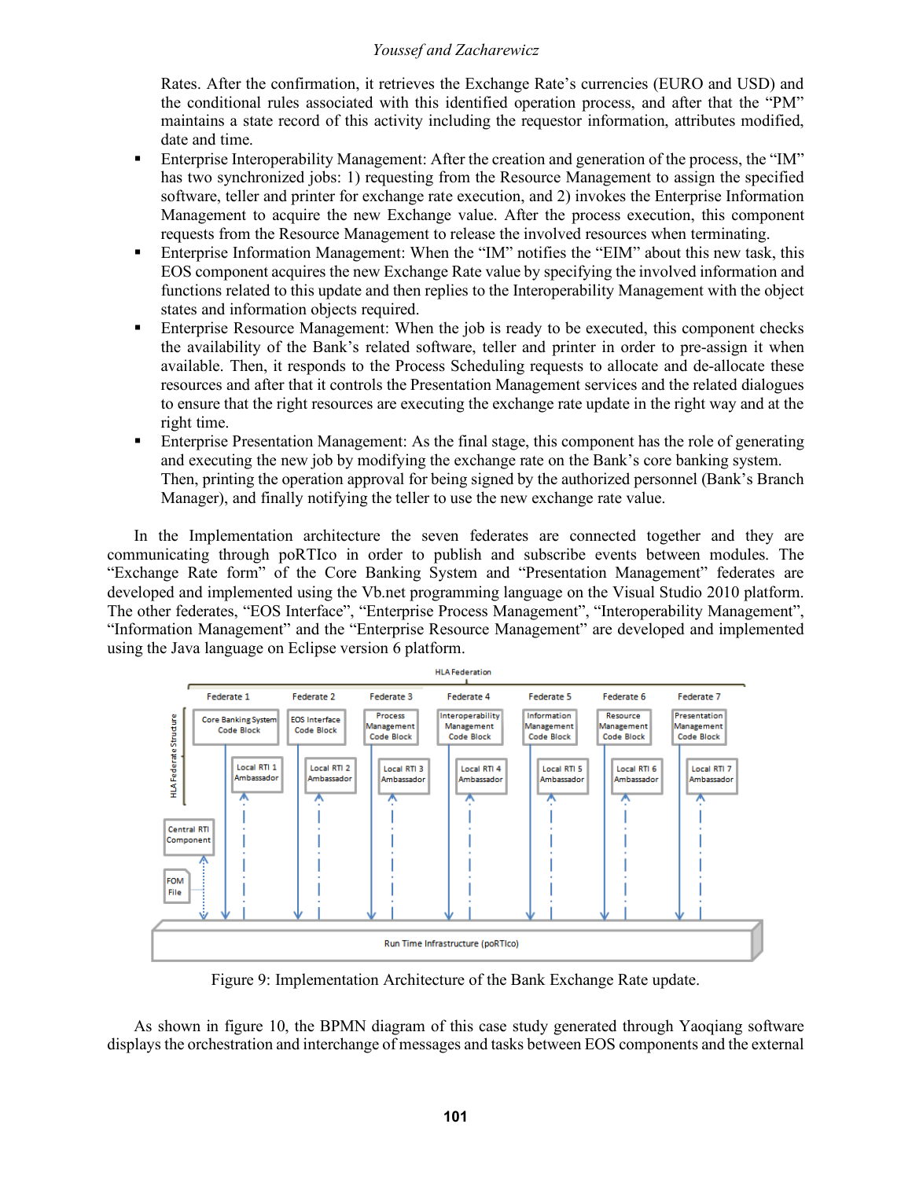Rates. After the confirmation, it retrieves the Exchange Rate's currencies (EURO and USD) and the conditional rules associated with this identified operation process, and after that the "PM" maintains a state record of this activity including the requestor information, attributes modified, date and time.

- Enterprise Interoperability Management: After the creation and generation of the process, the "IM" has two synchronized jobs: 1) requesting from the Resource Management to assign the specified software, teller and printer for exchange rate execution, and 2) invokes the Enterprise Information Management to acquire the new Exchange value. After the process execution, this component requests from the Resource Management to release the involved resources when terminating.
- Enterprise Information Management: When the "IM" notifies the "EIM" about this new task, this EOS component acquires the new Exchange Rate value by specifying the involved information and functions related to this update and then replies to the Interoperability Management with the object states and information objects required.
- Enterprise Resource Management: When the job is ready to be executed, this component checks the availability of the Bank's related software, teller and printer in order to pre-assign it when available. Then, it responds to the Process Scheduling requests to allocate and de-allocate these resources and after that it controls the Presentation Management services and the related dialogues to ensure that the right resources are executing the exchange rate update in the right way and at the right time.
- Enterprise Presentation Management: As the final stage, this component has the role of generating and executing the new job by modifying the exchange rate on the Bank's core banking system. Then, printing the operation approval for being signed by the authorized personnel (Bank's Branch Manager), and finally notifying the teller to use the new exchange rate value.

In the Implementation architecture the seven federates are connected together and they are communicating through poRTIco in order to publish and subscribe events between modules. The "Exchange Rate form" of the Core Banking System and "Presentation Management" federates are developed and implemented using the Vb.net programming language on the Visual Studio 2010 platform. The other federates, "EOS Interface", "Enterprise Process Management", "Interoperability Management", "Information Management" and the "Enterprise Resource Management" are developed and implemented using the Java language on Eclipse version 6 platform.

Figure 9: Implementation Architecture of the Bank Exchange Rate update.

As shown in figure 10, the BPMN diagram of this case study generated through Yaoqiang software displays the orchestration and interchange of messages and tasks between EOS components and the external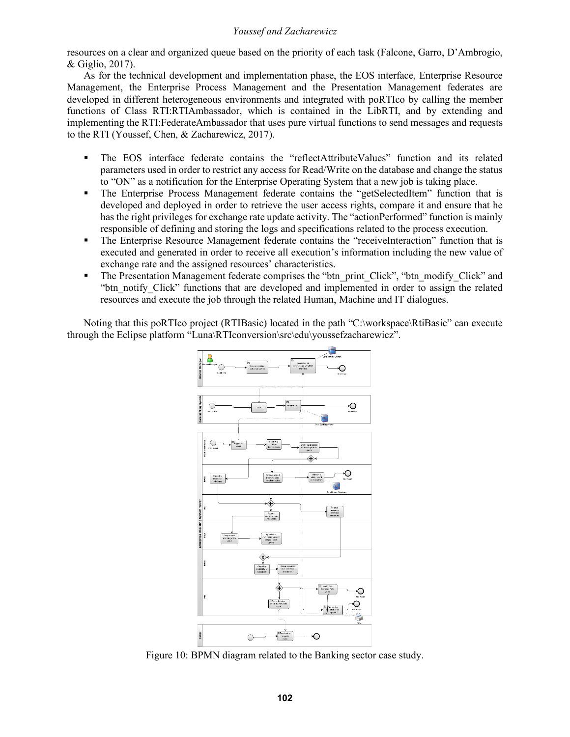resources on a clear and organized queue based on the priority of each task (Falcone, Garro, D'Ambrogio, & Giglio, 2017).

As for the technical development and implementation phase, the EOS interface, Enterprise Resource Management, the Enterprise Process Management and the Presentation Management federates are developed in different heterogeneous environments and integrated with poRTIco by calling the member functions of Class RTI:RTIAmbassador, which is contained in the LibRTI, and by extending and implementing the RTI:FederateAmbassador that uses pure virtual functions to send messages and requests to the RTI (Youssef, Chen, & Zacharewicz, 2017).

- The EOS interface federate contains the "reflectAttributeValues" function and its related parameters used in order to restrict any access for Read/Write on the database and change the status to "ON" as a notification for the Enterprise Operating System that a new job is taking place.
- The Enterprise Process Management federate contains the "getSelectedItem" function that is developed and deployed in order to retrieve the user access rights, compare it and ensure that he has the right privileges for exchange rate update activity. The "actionPerformed" function is mainly responsible of defining and storing the logs and specifications related to the process execution.
- The Enterprise Resource Management federate contains the "receiveInteraction" function that is executed and generated in order to receive all execution's information including the new value of exchange rate and the assigned resources' characteristics.
- The Presentation Management federate comprises the "btn_print_Click", "btn_modify_Click" and "btn_notify_Click" functions that are developed and implemented in order to assign the related resources and execute the job through the related Human, Machine and IT dialogues.

Noting that this poRTIco project (RTIBasic) located in the path "C:\workspace\RtiBasic" can execute through the Eclipse platform "Luna\RTIconversion\src\edu\youssefzacharewicz".

Figure 10: BPMN diagram related to the Banking sector case study.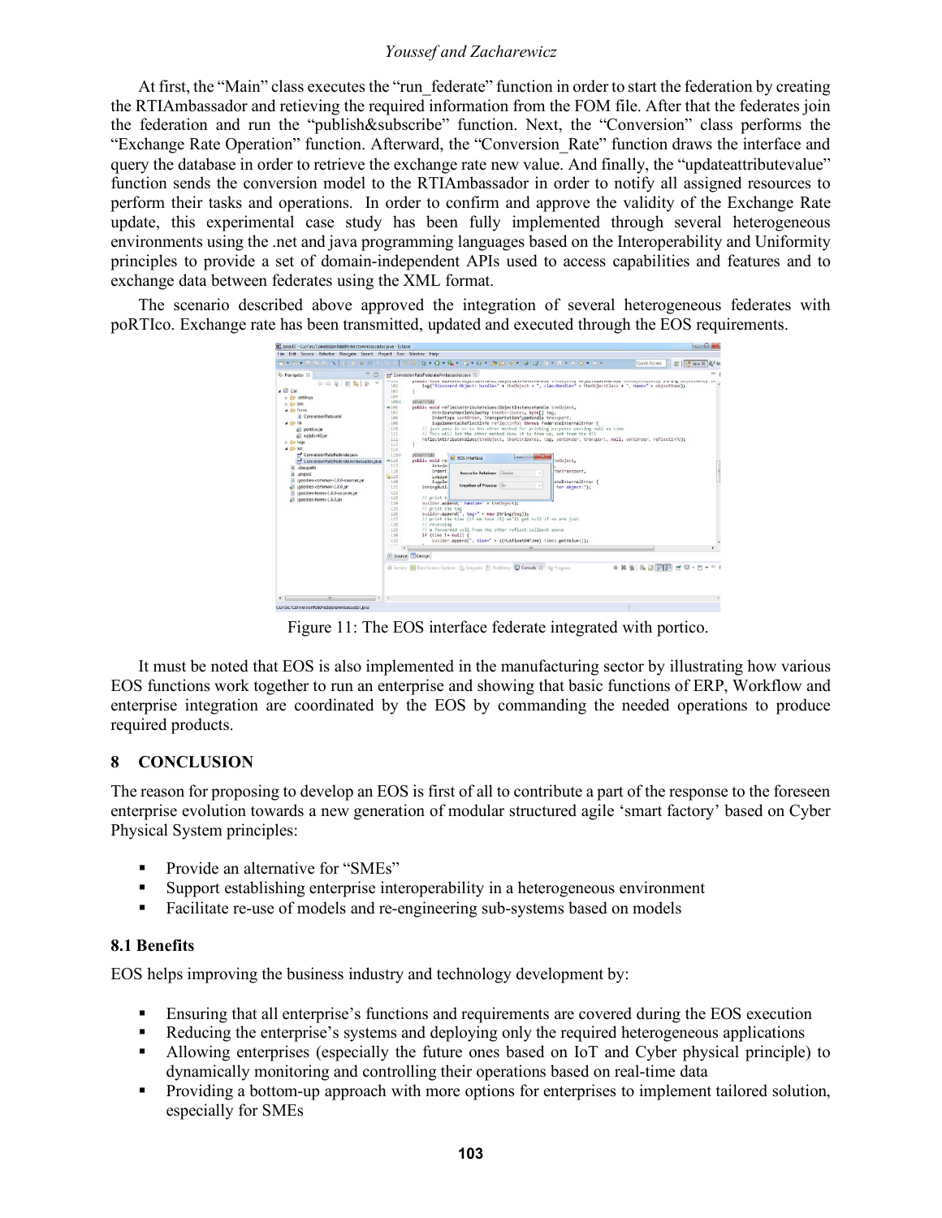At first, the "Main" class executes the "run_federate" function in order to start the federation by creating the RTIAmbassador and retieving the required information from the FOM file. After that the federates join the federation and run the "publish&subscribe" function. Next, the "Conversion" class performs the "Exchange Rate Operation" function. Afterward, the "Conversion_Rate" function draws the interface and query the database in order to retrieve the exchange rate new value. And finally, the "updateattributevalue" function sends the conversion model to the RTIAmbassador in order to notify all assigned resources to perform their tasks and operations. In order to confirm and approve the validity of the Exchange Rate update, this experimental case study has been fully implemented through several heterogeneous environments using the .net and java programming languages based on the Interoperability and Uniformity principles to provide a set of domain-independent APIs used to access capabilities and features and to exchange data between federates using the XML format.

The scenario described above approved the integration of several heterogeneous federates with poRTIco. Exchange rate has been transmitted, updated and executed through the EOS requirements.

Figure 11: The EOS interface federate integrated with portico.

It must be noted that EOS is also implemented in the manufacturing sector by illustrating how various EOS functions work together to run an enterprise and showing that basic functions of ERP, Workflow and enterprise integration are coordinated by the EOS by commanding the needed operations to produce required products.

## 8 CONCLUSION

The reason for proposing to develop an EOS is first of all to contribute a part of the response to the foreseen enterprise evolution towards a new generation of modular structured agile 'smart factory' based on Cyber Physical System principles:

- Provide an alternative for "SMEs"
- Support establishing enterprise interoperability in a heterogeneous environment
- Facilitate re-use of models and re-engineering sub-systems based on models

### 8.1 Benefits

EOS helps improving the business industry and technology development by:

- Ensuring that all enterprise's functions and requirements are covered during the EOS execution
- Reducing the enterprise's systems and deploying only the required heterogeneous applications
- Allowing enterprises (especially the future ones based on IoT and Cyber physical principle) to dynamically monitoring and controlling their operations based on real-time data
- Providing a bottom-up approach with more options for enterprises to implement tailored solution, especially for SMEs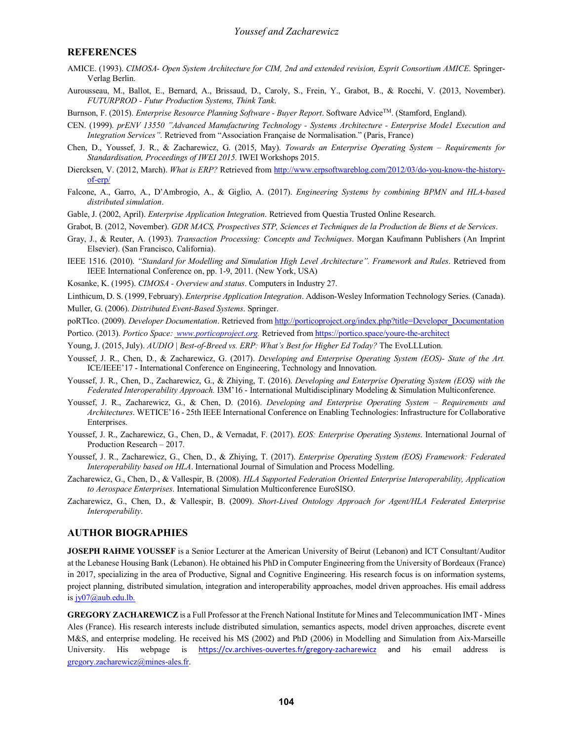## REFERENCES

AMICE. (1993). *CIMOSA- Open System Architecture for CIM, 2nd and extended revision, Esprit Consortium AMICE*. Springer-Verlag Berlin.

Aurousseau, M., Ballot, E., Bernard, A., Brissaud, D., Caroly, S., Frein, Y., Grabot, B., & Rocchi, V. (2013, November). *FUTURPROD - Futur Production Systems, Think Tank*.

Burnson, F. (2015). *Enterprise Resource Planning Software - Buyer Report*. Software Advice™. (Stamford, England).

CEN. (1999). *prENV 13550 "Advanced Manufacturing Technology - Systems Architecture - Enterprise Mode1 Execution and Integration Services"*. Retrieved from "Association Française de Normalisation." (Paris, France)

Chen, D., Youssef, J. R., & Zacharewicz, G. (2015, May). *Towards an Enterprise Operating System – Requirements for Standardisation, Proceedings of IWEI 2015.* IWEI Workshops 2015.

Diercksen, V. (2012, March). *What is ERP?* Retrieved from http://www.erpsoftwareblog.com/2012/03/do-you-know-the-history-of-erp/

Falcone, A., Garro, A., D'Ambrogio, A., & Giglio, A. (2017). *Engineering Systems by combining BPMN and HLA-based distributed simulation*.

Gable, J. (2002, April). *Enterprise Application Integration*. Retrieved from Questia Trusted Online Research.

Grabot, B. (2012, November). *GDR MACS, Prospectives STP, Sciences et Techniques de la Production de Biens et de Services*.

Gray, J., & Reuter, A. (1993). *Transaction Processing: Concepts and Techniques*. Morgan Kaufmann Publishers (An Imprint Elsevier). (San Francisco, California).

IEEE 1516. (2010). *"Standard for Modelling and Simulation High Level Architecture". Framework and Rules*. Retrieved from IEEE International Conference on, pp. 1-9, 2011. (New York, USA)

Kosanke, K. (1995). *CIMOSA - Overview and status*. Computers in Industry 27.

Linthicum, D. S. (1999, February). *Enterprise Application Integration*. Addison-Wesley Information Technology Series. (Canada).

Muller, G. (2006). *Distributed Event-Based Systems*. Springer.

poRTIco. (2009). *Developer Documentation*. Retrieved from http://porticoproject.org/index.php?title=Developer_Documentation

Portico. (2013). *Portico Space: www.porticoproject.org.* Retrieved from https://portico.space/youre-the-architect

Young, J. (2015, July). *AUDIO | Best-of-Breed vs. ERP: What's Best for Higher Ed Today?* The EvoLLLution.

Youssef, J. R., Chen, D., & Zacharewicz, G. (2017). *Developing and Enterprise Operating System (EOS)- State of the Art.* ICE/IEEE'17 - International Conference on Engineering, Technology and Innovation.

Youssef, J. R., Chen, D., Zacharewicz, G., & Zhiying, T. (2016). *Developing and Enterprise Operating System (EOS) with the Federated Interoperability Approach.* I3M'16 - International Multidisciplinary Modeling & Simulation Multiconference.

Youssef, J. R., Zacharewicz, G., & Chen, D. (2016). *Developing and Enterprise Operating System – Requirements and Architectures*. WETICE'16 - 25th IEEE International Conference on Enabling Technologies: Infrastructure for Collaborative Enterprises.

Youssef, J. R., Zacharewicz, G., Chen, D., & Vernadat, F. (2017). *EOS: Enterprise Operating Systems*. International Journal of Production Research – 2017.

Youssef, J. R., Zacharewicz, G., Chen, D., & Zhiying, T. (2017). *Enterprise Operating System (EOS) Framework: Federated Interoperability based on HLA*. International Journal of Simulation and Process Modelling.

Zacharewicz, G., Chen, D., & Vallespir, B. (2008). *HLA Supported Federation Oriented Enterprise Interoperability, Application to Aerospace Enterprises*. International Simulation Multiconference EuroSISO.

Zacharewicz, G., Chen, D., & Vallespir, B. (2009). *Short-Lived Ontology Approach for Agent/HLA Federated Enterprise Interoperability*.

## AUTHOR BIOGRAPHIES

**JOSEPH RAHME YOUSSEF** is a Senior Lecturer at the American University of Beirut (Lebanon) and ICT Consultant/Auditor at the Lebanese Housing Bank (Lebanon). He obtained his PhD in Computer Engineering from the University of Bordeaux (France) in 2017, specializing in the area of Productive, Signal and Cognitive Engineering. His research focus is on information systems, project planning, distributed simulation, integration and interoperability approaches, model driven approaches. His email address is jy07@aub.edu.lb.

**GREGORY ZACHAREWICZ** is a Full Professor at the French National Institute for Mines and Telecommunication IMT - Mines Ales (France). His research interests include distributed simulation, semantics aspects, model driven approaches, discrete event M&S, and enterprise modeling. He received his MS (2002) and PhD (2006) in Modelling and Simulation from Aix-Marseille University. His webpage is https://cv.archives-ouvertes.fr/gregory-zacharewicz and his email address is gregory.zacharewicz@mines-ales.fr.